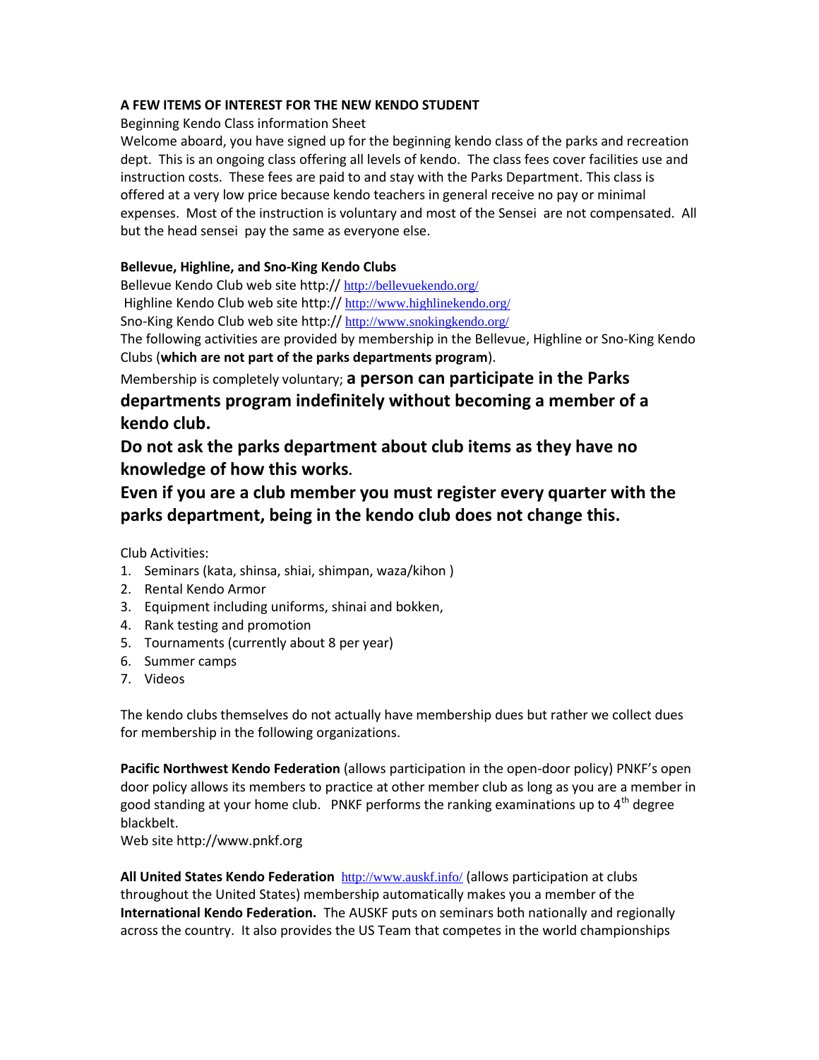**A FEW ITEMS OF INTEREST FOR THE NEW KENDO STUDENT**

Beginning Kendo Class information Sheet

Welcome aboard, you have signed up for the beginning kendo class of the parks and recreation dept. This is an ongoing class offering all levels of kendo. The class fees cover facilities use and instruction costs. These fees are paid to and stay with the Parks Department. This class is offered at a very low price because kendo teachers in general receive no pay or minimal expenses. Most of the instruction is voluntary and most of the Sensei are not compensated. All but the head sensei pay the same as everyone else.

**Bellevue, Highline, and Sno-King Kendo Clubs**

Bellevue Kendo Club web site http:// http://bellevuekendo.org/

Highline Kendo Club web site http:// http://www.highlinekendo.org/

Sno-King Kendo Club web site http:// http://www.snokingkendo.org/

The following activities are provided by membership in the Bellevue, Highline or Sno-King Kendo Clubs (**which are not part of the parks departments program**).

Membership is completely voluntary; **a person can participate in the Parks departments program indefinitely without becoming a member of a kendo club.**

**Do not ask the parks department about club items as they have no knowledge of how this works.**

**Even if you are a club member you must register every quarter with the parks department, being in the kendo club does not change this.**

Club Activities:

1. Seminars (kata, shinsa, shiai, shimpan, waza/kihon )
2. Rental Kendo Armor
3. Equipment including uniforms, shinai and bokken,
4. Rank testing and promotion
5. Tournaments (currently about 8 per year)
6. Summer camps
7. Videos

The kendo clubs themselves do not actually have membership dues but rather we collect dues for membership in the following organizations.

**Pacific Northwest Kendo Federation** (allows participation in the open-door policy) PNKF's open door policy allows its members to practice at other member club as long as you are a member in good standing at your home club. PNKF performs the ranking examinations up to 4th degree blackbelt.

Web site http://www.pnkf.org

**All United States Kendo Federation** http://www.auskf.info/ (allows participation at clubs throughout the United States) membership automatically makes you a member of the **International Kendo Federation.** The AUSKF puts on seminars both nationally and regionally across the country. It also provides the US Team that competes in the world championships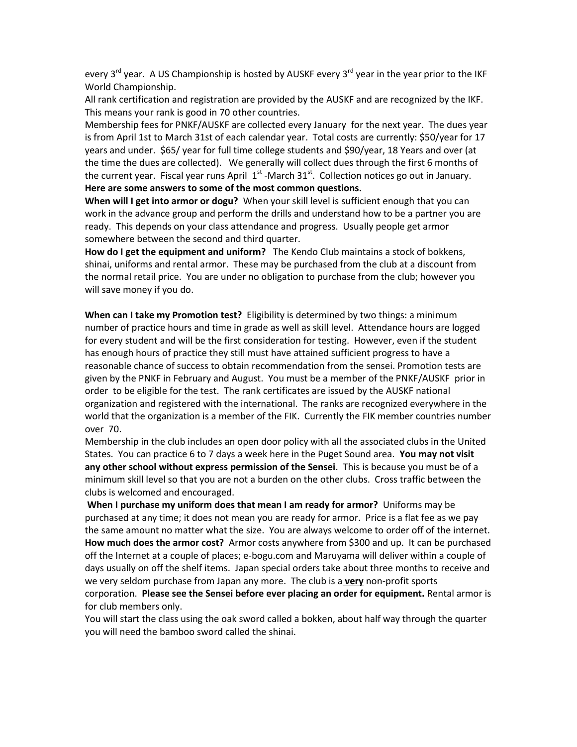every 3rd year. A US Championship is hosted by AUSKF every 3rd year in the year prior to the IKF World Championship.

All rank certification and registration are provided by the AUSKF and are recognized by the IKF. This means your rank is good in 70 other countries.

Membership fees for PNKF/AUSKF are collected every January for the next year. The dues year is from April 1st to March 31st of each calendar year. Total costs are currently: $50/year for 17 years and under. $65/ year for full time college students and $90/year, 18 Years and over (at the time the dues are collected). We generally will collect dues through the first 6 months of the current year. Fiscal year runs April 1st -March 31st. Collection notices go out in January.

**Here are some answers to some of the most common questions.**

**When will I get into armor or dogu?** When your skill level is sufficient enough that you can work in the advance group and perform the drills and understand how to be a partner you are ready. This depends on your class attendance and progress. Usually people get armor somewhere between the second and third quarter.

**How do I get the equipment and uniform?** The Kendo Club maintains a stock of bokkens, shinai, uniforms and rental armor. These may be purchased from the club at a discount from the normal retail price. You are under no obligation to purchase from the club; however you will save money if you do.

**When can I take my Promotion test?** Eligibility is determined by two things: a minimum number of practice hours and time in grade as well as skill level. Attendance hours are logged for every student and will be the first consideration for testing. However, even if the student has enough hours of practice they still must have attained sufficient progress to have a reasonable chance of success to obtain recommendation from the sensei. Promotion tests are given by the PNKF in February and August. You must be a member of the PNKF/AUSKF prior in order to be eligible for the test. The rank certificates are issued by the AUSKF national organization and registered with the international. The ranks are recognized everywhere in the world that the organization is a member of the FIK. Currently the FIK member countries number over 70.

Membership in the club includes an open door policy with all the associated clubs in the United States. You can practice 6 to 7 days a week here in the Puget Sound area. **You may not visit any other school without express permission of the Sensei**. This is because you must be of a minimum skill level so that you are not a burden on the other clubs. Cross traffic between the clubs is welcomed and encouraged.

**When I purchase my uniform does that mean I am ready for armor?** Uniforms may be purchased at any time; it does not mean you are ready for armor. Price is a flat fee as we pay the same amount no matter what the size. You are always welcome to order off of the internet.

**How much does the armor cost?** Armor costs anywhere from $300 and up. It can be purchased off the Internet at a couple of places; e-bogu.com and Maruyama will deliver within a couple of days usually on off the shelf items. Japan special orders take about three months to receive and we very seldom purchase from Japan any more. The club is a **very** non-profit sports corporation. **Please see the Sensei before ever placing an order for equipment.** Rental armor is for club members only.

You will start the class using the oak sword called a bokken, about half way through the quarter you will need the bamboo sword called the shinai.